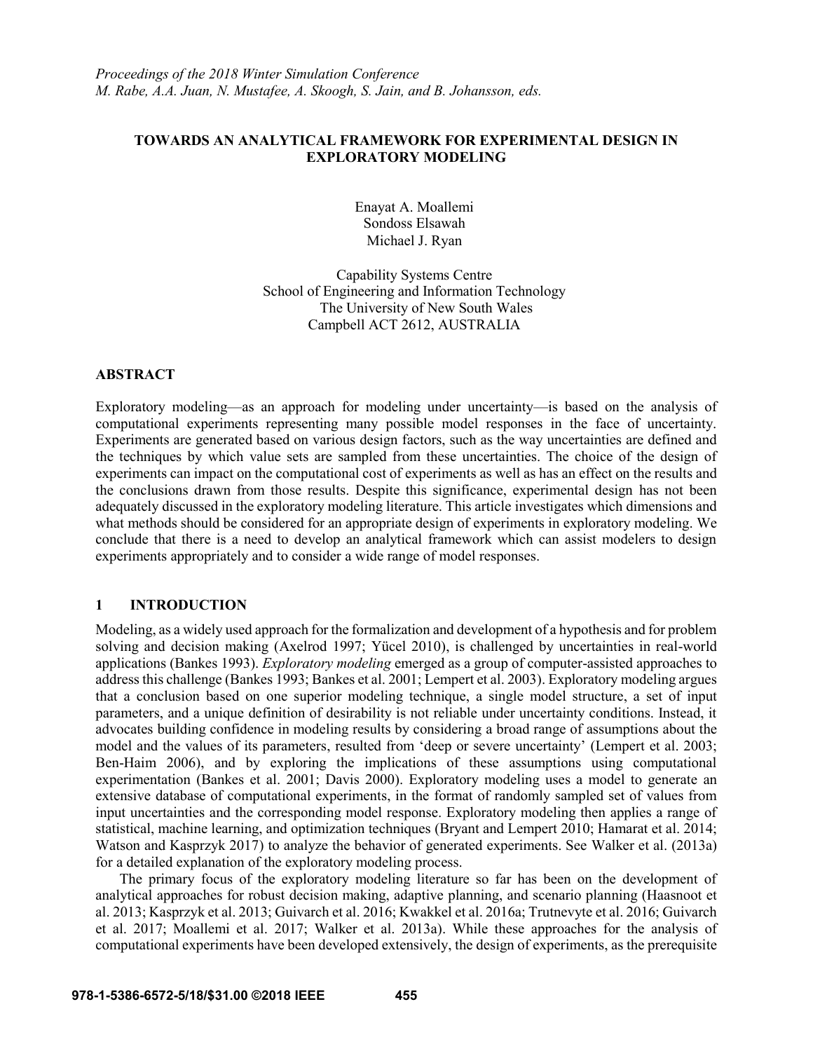*Proceedings of the 2018 Winter Simulation Conference*
*M. Rabe, A.A. Juan, N. Mustafee, A. Skoogh, S. Jain, and B. Johansson, eds.*

# TOWARDS AN ANALYTICAL FRAMEWORK FOR EXPERIMENTAL DESIGN IN EXPLORATORY MODELING

Enayat A. Moallemi
Sondoss Elsawah
Michael J. Ryan

Capability Systems Centre
School of Engineering and Information Technology
The University of New South Wales
Campbell ACT 2612, AUSTRALIA

## ABSTRACT

Exploratory modeling—as an approach for modeling under uncertainty—is based on the analysis of computational experiments representing many possible model responses in the face of uncertainty. Experiments are generated based on various design factors, such as the way uncertainties are defined and the techniques by which value sets are sampled from these uncertainties. The choice of the design of experiments can impact on the computational cost of experiments as well as has an effect on the results and the conclusions drawn from those results. Despite this significance, experimental design has not been adequately discussed in the exploratory modeling literature. This article investigates which dimensions and what methods should be considered for an appropriate design of experiments in exploratory modeling. We conclude that there is a need to develop an analytical framework which can assist modelers to design experiments appropriately and to consider a wide range of model responses.

## 1 INTRODUCTION

Modeling, as a widely used approach for the formalization and development of a hypothesis and for problem solving and decision making (Axelrod 1997; Yücel 2010), is challenged by uncertainties in real-world applications (Bankes 1993). *Exploratory modeling* emerged as a group of computer-assisted approaches to address this challenge (Bankes 1993; Bankes et al. 2001; Lempert et al. 2003). Exploratory modeling argues that a conclusion based on one superior modeling technique, a single model structure, a set of input parameters, and a unique definition of desirability is not reliable under uncertainty conditions. Instead, it advocates building confidence in modeling results by considering a broad range of assumptions about the model and the values of its parameters, resulted from 'deep or severe uncertainty' (Lempert et al. 2003; Ben-Haim 2006), and by exploring the implications of these assumptions using computational experimentation (Bankes et al. 2001; Davis 2000). Exploratory modeling uses a model to generate an extensive database of computational experiments, in the format of randomly sampled set of values from input uncertainties and the corresponding model response. Exploratory modeling then applies a range of statistical, machine learning, and optimization techniques (Bryant and Lempert 2010; Hamarat et al. 2014; Watson and Kasprzyk 2017) to analyze the behavior of generated experiments. See Walker et al. (2013a) for a detailed explanation of the exploratory modeling process.

The primary focus of the exploratory modeling literature so far has been on the development of analytical approaches for robust decision making, adaptive planning, and scenario planning (Haasnoot et al. 2013; Kasprzyk et al. 2013; Guivarch et al. 2016; Kwakkel et al. 2016a; Trutnevyte et al. 2016; Guivarch et al. 2017; Moallemi et al. 2017; Walker et al. 2013a). While these approaches for the analysis of computational experiments have been developed extensively, the design of experiments, as the prerequisite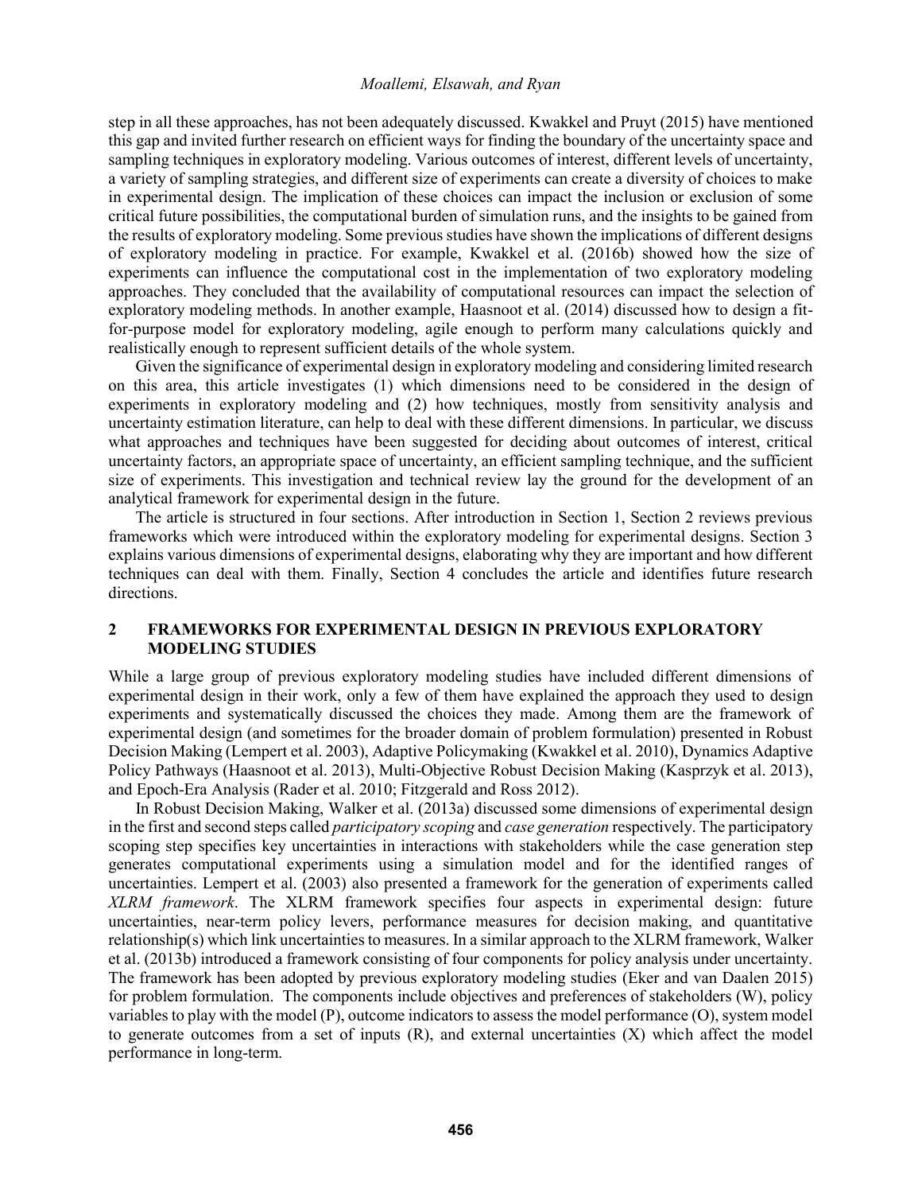step in all these approaches, has not been adequately discussed. Kwakkel and Pruyt (2015) have mentioned this gap and invited further research on efficient ways for finding the boundary of the uncertainty space and sampling techniques in exploratory modeling. Various outcomes of interest, different levels of uncertainty, a variety of sampling strategies, and different size of experiments can create a diversity of choices to make in experimental design. The implication of these choices can impact the inclusion or exclusion of some critical future possibilities, the computational burden of simulation runs, and the insights to be gained from the results of exploratory modeling. Some previous studies have shown the implications of different designs of exploratory modeling in practice. For example, Kwakkel et al. (2016b) showed how the size of experiments can influence the computational cost in the implementation of two exploratory modeling approaches. They concluded that the availability of computational resources can impact the selection of exploratory modeling methods. In another example, Haasnoot et al. (2014) discussed how to design a fit-for-purpose model for exploratory modeling, agile enough to perform many calculations quickly and realistically enough to represent sufficient details of the whole system.

Given the significance of experimental design in exploratory modeling and considering limited research on this area, this article investigates (1) which dimensions need to be considered in the design of experiments in exploratory modeling and (2) how techniques, mostly from sensitivity analysis and uncertainty estimation literature, can help to deal with these different dimensions. In particular, we discuss what approaches and techniques have been suggested for deciding about outcomes of interest, critical uncertainty factors, an appropriate space of uncertainty, an efficient sampling technique, and the sufficient size of experiments. This investigation and technical review lay the ground for the development of an analytical framework for experimental design in the future.

The article is structured in four sections. After introduction in Section 1, Section 2 reviews previous frameworks which were introduced within the exploratory modeling for experimental designs. Section 3 explains various dimensions of experimental designs, elaborating why they are important and how different techniques can deal with them. Finally, Section 4 concludes the article and identifies future research directions.

## 2 FRAMEWORKS FOR EXPERIMENTAL DESIGN IN PREVIOUS EXPLORATORY MODELING STUDIES

While a large group of previous exploratory modeling studies have included different dimensions of experimental design in their work, only a few of them have explained the approach they used to design experiments and systematically discussed the choices they made. Among them are the framework of experimental design (and sometimes for the broader domain of problem formulation) presented in Robust Decision Making (Lempert et al. 2003), Adaptive Policymaking (Kwakkel et al. 2010), Dynamics Adaptive Policy Pathways (Haasnoot et al. 2013), Multi-Objective Robust Decision Making (Kasprzyk et al. 2013), and Epoch-Era Analysis (Rader et al. 2010; Fitzgerald and Ross 2012).

In Robust Decision Making, Walker et al. (2013a) discussed some dimensions of experimental design in the first and second steps called *participatory scoping* and *case generation* respectively. The participatory scoping step specifies key uncertainties in interactions with stakeholders while the case generation step generates computational experiments using a simulation model and for the identified ranges of uncertainties. Lempert et al. (2003) also presented a framework for the generation of experiments called *XLRM framework*. The XLRM framework specifies four aspects in experimental design: future uncertainties, near-term policy levers, performance measures for decision making, and quantitative relationship(s) which link uncertainties to measures. In a similar approach to the XLRM framework, Walker et al. (2013b) introduced a framework consisting of four components for policy analysis under uncertainty. The framework has been adopted by previous exploratory modeling studies (Eker and van Daalen 2015) for problem formulation. The components include objectives and preferences of stakeholders (W), policy variables to play with the model (P), outcome indicators to assess the model performance (O), system model to generate outcomes from a set of inputs (R), and external uncertainties (X) which affect the model performance in long-term.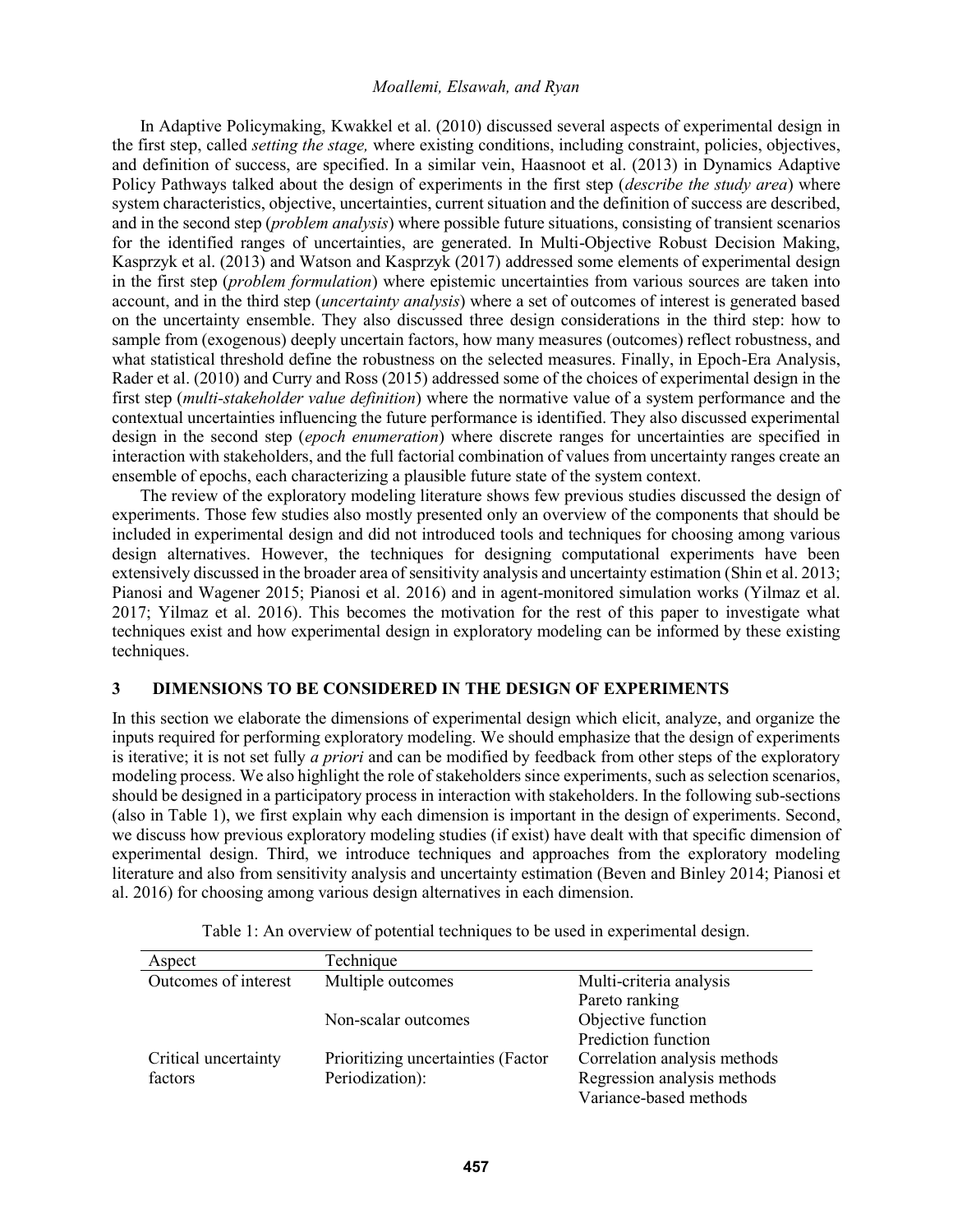In Adaptive Policymaking, Kwakkel et al. (2010) discussed several aspects of experimental design in the first step, called *setting the stage,* where existing conditions, including constraint, policies, objectives, and definition of success, are specified. In a similar vein, Haasnoot et al. (2013) in Dynamics Adaptive Policy Pathways talked about the design of experiments in the first step (*describe the study area*) where system characteristics, objective, uncertainties, current situation and the definition of success are described, and in the second step (*problem analysis*) where possible future situations, consisting of transient scenarios for the identified ranges of uncertainties, are generated. In Multi-Objective Robust Decision Making, Kasprzyk et al. (2013) and Watson and Kasprzyk (2017) addressed some elements of experimental design in the first step (*problem formulation*) where epistemic uncertainties from various sources are taken into account, and in the third step (*uncertainty analysis*) where a set of outcomes of interest is generated based on the uncertainty ensemble. They also discussed three design considerations in the third step: how to sample from (exogenous) deeply uncertain factors, how many measures (outcomes) reflect robustness, and what statistical threshold define the robustness on the selected measures. Finally, in Epoch-Era Analysis, Rader et al. (2010) and Curry and Ross (2015) addressed some of the choices of experimental design in the first step (*multi-stakeholder value definition*) where the normative value of a system performance and the contextual uncertainties influencing the future performance is identified. They also discussed experimental design in the second step (*epoch enumeration*) where discrete ranges for uncertainties are specified in interaction with stakeholders, and the full factorial combination of values from uncertainty ranges create an ensemble of epochs, each characterizing a plausible future state of the system context.

The review of the exploratory modeling literature shows few previous studies discussed the design of experiments. Those few studies also mostly presented only an overview of the components that should be included in experimental design and did not introduced tools and techniques for choosing among various design alternatives. However, the techniques for designing computational experiments have been extensively discussed in the broader area of sensitivity analysis and uncertainty estimation (Shin et al. 2013; Pianosi and Wagener 2015; Pianosi et al. 2016) and in agent-monitored simulation works (Yilmaz et al. 2017; Yilmaz et al. 2016). This becomes the motivation for the rest of this paper to investigate what techniques exist and how experimental design in exploratory modeling can be informed by these existing techniques.

## 3 DIMENSIONS TO BE CONSIDERED IN THE DESIGN OF EXPERIMENTS

In this section we elaborate the dimensions of experimental design which elicit, analyze, and organize the inputs required for performing exploratory modeling. We should emphasize that the design of experiments is iterative; it is not set fully *a priori* and can be modified by feedback from other steps of the exploratory modeling process. We also highlight the role of stakeholders since experiments, such as selection scenarios, should be designed in a participatory process in interaction with stakeholders. In the following sub-sections (also in Table 1), we first explain why each dimension is important in the design of experiments. Second, we discuss how previous exploratory modeling studies (if exist) have dealt with that specific dimension of experimental design. Third, we introduce techniques and approaches from the exploratory modeling literature and also from sensitivity analysis and uncertainty estimation (Beven and Binley 2014; Pianosi et al. 2016) for choosing among various design alternatives in each dimension.

Table 1: An overview of potential techniques to be used in experimental design.

| Aspect | Technique | |
|---|---|---|
| Outcomes of interest | Multiple outcomes | Multi-criteria analysis |
| | | Pareto ranking |
| | Non-scalar outcomes | Objective function |
| | | Prediction function |
| Critical uncertainty factors | Prioritizing uncertainties (Factor Periodization): | Correlation analysis methods |
| | | Regression analysis methods |
| | | Variance-based methods |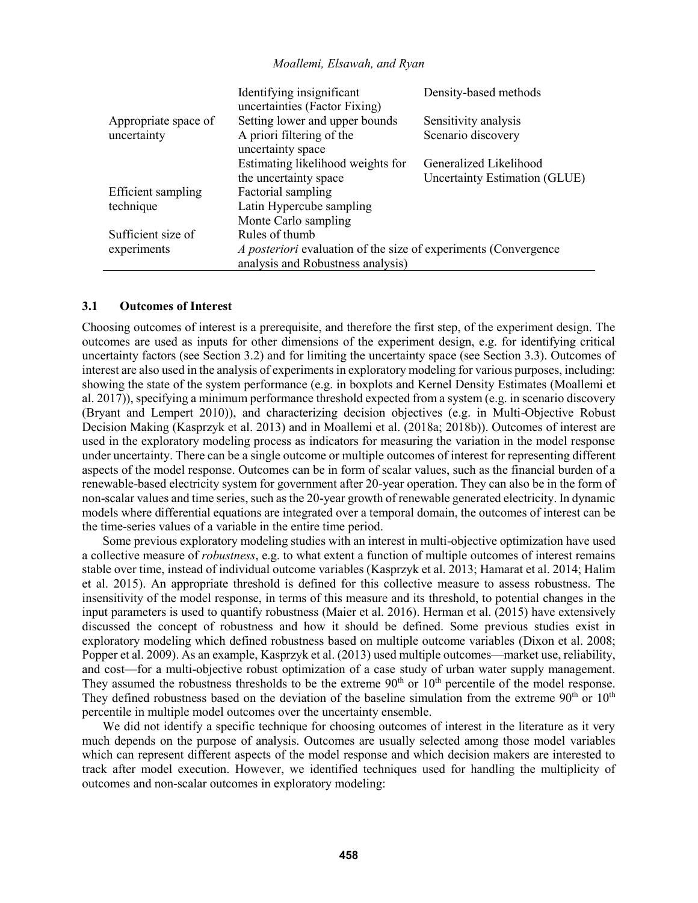| | Identifying insignificant uncertainties (Factor Fixing) | Density-based methods |
|---|---|---|
| Appropriate space of uncertainty | Setting lower and upper bounds | Sensitivity analysis |
| | A priori filtering of the uncertainty space | Scenario discovery |
| | Estimating likelihood weights for the uncertainty space | Generalized Likelihood Uncertainty Estimation (GLUE) |
| Efficient sampling technique | Factorial sampling | |
| | Latin Hypercube sampling | |
| | Monte Carlo sampling | |
| Sufficient size of experiments | Rules of thumb | |
| | *A posteriori* evaluation of the size of experiments (Convergence analysis and Robustness analysis) | |

### 3.1 Outcomes of Interest

Choosing outcomes of interest is a prerequisite, and therefore the first step, of the experiment design. The outcomes are used as inputs for other dimensions of the experiment design, e.g. for identifying critical uncertainty factors (see Section 3.2) and for limiting the uncertainty space (see Section 3.3). Outcomes of interest are also used in the analysis of experiments in exploratory modeling for various purposes, including: showing the state of the system performance (e.g. in boxplots and Kernel Density Estimates (Moallemi et al. 2017)), specifying a minimum performance threshold expected from a system (e.g. in scenario discovery (Bryant and Lempert 2010)), and characterizing decision objectives (e.g. in Multi-Objective Robust Decision Making (Kasprzyk et al. 2013) and in Moallemi et al. (2018a; 2018b)). Outcomes of interest are used in the exploratory modeling process as indicators for measuring the variation in the model response under uncertainty. There can be a single outcome or multiple outcomes of interest for representing different aspects of the model response. Outcomes can be in form of scalar values, such as the financial burden of a renewable-based electricity system for government after 20-year operation. They can also be in the form of non-scalar values and time series, such as the 20-year growth of renewable generated electricity. In dynamic models where differential equations are integrated over a temporal domain, the outcomes of interest can be the time-series values of a variable in the entire time period.

Some previous exploratory modeling studies with an interest in multi-objective optimization have used a collective measure of *robustness*, e.g. to what extent a function of multiple outcomes of interest remains stable over time, instead of individual outcome variables (Kasprzyk et al. 2013; Hamarat et al. 2014; Halim et al. 2015). An appropriate threshold is defined for this collective measure to assess robustness. The insensitivity of the model response, in terms of this measure and its threshold, to potential changes in the input parameters is used to quantify robustness (Maier et al. 2016). Herman et al. (2015) have extensively discussed the concept of robustness and how it should be defined. Some previous studies exist in exploratory modeling which defined robustness based on multiple outcome variables (Dixon et al. 2008; Popper et al. 2009). As an example, Kasprzyk et al. (2013) used multiple outcomes—market use, reliability, and cost—for a multi-objective robust optimization of a case study of urban water supply management. They assumed the robustness thresholds to be the extreme $90^{th}$ or $10^{th}$ percentile of the model response. They defined robustness based on the deviation of the baseline simulation from the extreme $90^{th}$ or $10^{th}$ percentile in multiple model outcomes over the uncertainty ensemble.

We did not identify a specific technique for choosing outcomes of interest in the literature as it very much depends on the purpose of analysis. Outcomes are usually selected among those model variables which can represent different aspects of the model response and which decision makers are interested to track after model execution. However, we identified techniques used for handling the multiplicity of outcomes and non-scalar outcomes in exploratory modeling: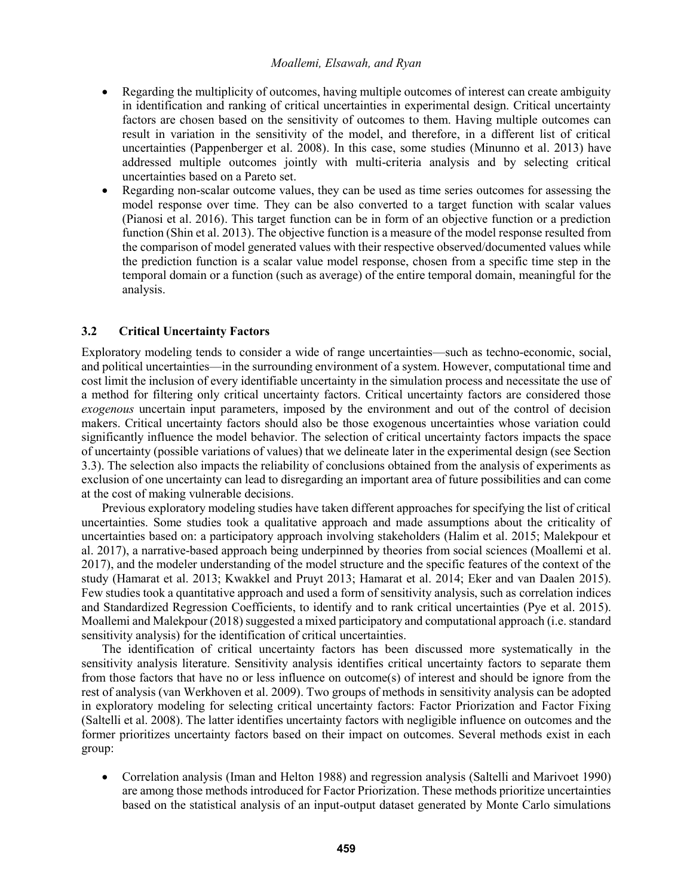- Regarding the multiplicity of outcomes, having multiple outcomes of interest can create ambiguity in identification and ranking of critical uncertainties in experimental design. Critical uncertainty factors are chosen based on the sensitivity of outcomes to them. Having multiple outcomes can result in variation in the sensitivity of the model, and therefore, in a different list of critical uncertainties (Pappenberger et al. 2008). In this case, some studies (Minunno et al. 2013) have addressed multiple outcomes jointly with multi-criteria analysis and by selecting critical uncertainties based on a Pareto set.
- Regarding non-scalar outcome values, they can be used as time series outcomes for assessing the model response over time. They can be also converted to a target function with scalar values (Pianosi et al. 2016). This target function can be in form of an objective function or a prediction function (Shin et al. 2013). The objective function is a measure of the model response resulted from the comparison of model generated values with their respective observed/documented values while the prediction function is a scalar value model response, chosen from a specific time step in the temporal domain or a function (such as average) of the entire temporal domain, meaningful for the analysis.

### 3.2 Critical Uncertainty Factors

Exploratory modeling tends to consider a wide of range uncertainties—such as techno-economic, social, and political uncertainties—in the surrounding environment of a system. However, computational time and cost limit the inclusion of every identifiable uncertainty in the simulation process and necessitate the use of a method for filtering only critical uncertainty factors. Critical uncertainty factors are considered those *exogenous* uncertain input parameters, imposed by the environment and out of the control of decision makers. Critical uncertainty factors should also be those exogenous uncertainties whose variation could significantly influence the model behavior. The selection of critical uncertainty factors impacts the space of uncertainty (possible variations of values) that we delineate later in the experimental design (see Section 3.3). The selection also impacts the reliability of conclusions obtained from the analysis of experiments as exclusion of one uncertainty can lead to disregarding an important area of future possibilities and can come at the cost of making vulnerable decisions.

Previous exploratory modeling studies have taken different approaches for specifying the list of critical uncertainties. Some studies took a qualitative approach and made assumptions about the criticality of uncertainties based on: a participatory approach involving stakeholders (Halim et al. 2015; Malekpour et al. 2017), a narrative-based approach being underpinned by theories from social sciences (Moallemi et al. 2017), and the modeler understanding of the model structure and the specific features of the context of the study (Hamarat et al. 2013; Kwakkel and Pruyt 2013; Hamarat et al. 2014; Eker and van Daalen 2015). Few studies took a quantitative approach and used a form of sensitivity analysis, such as correlation indices and Standardized Regression Coefficients, to identify and to rank critical uncertainties (Pye et al. 2015). Moallemi and Malekpour (2018) suggested a mixed participatory and computational approach (i.e. standard sensitivity analysis) for the identification of critical uncertainties.

The identification of critical uncertainty factors has been discussed more systematically in the sensitivity analysis literature. Sensitivity analysis identifies critical uncertainty factors to separate them from those factors that have no or less influence on outcome(s) of interest and should be ignore from the rest of analysis (van Werkhoven et al. 2009). Two groups of methods in sensitivity analysis can be adopted in exploratory modeling for selecting critical uncertainty factors: Factor Priorization and Factor Fixing (Saltelli et al. 2008). The latter identifies uncertainty factors with negligible influence on outcomes and the former prioritizes uncertainty factors based on their impact on outcomes. Several methods exist in each group:

- Correlation analysis (Iman and Helton 1988) and regression analysis (Saltelli and Marivoet 1990) are among those methods introduced for Factor Priorization. These methods prioritize uncertainties based on the statistical analysis of an input-output dataset generated by Monte Carlo simulations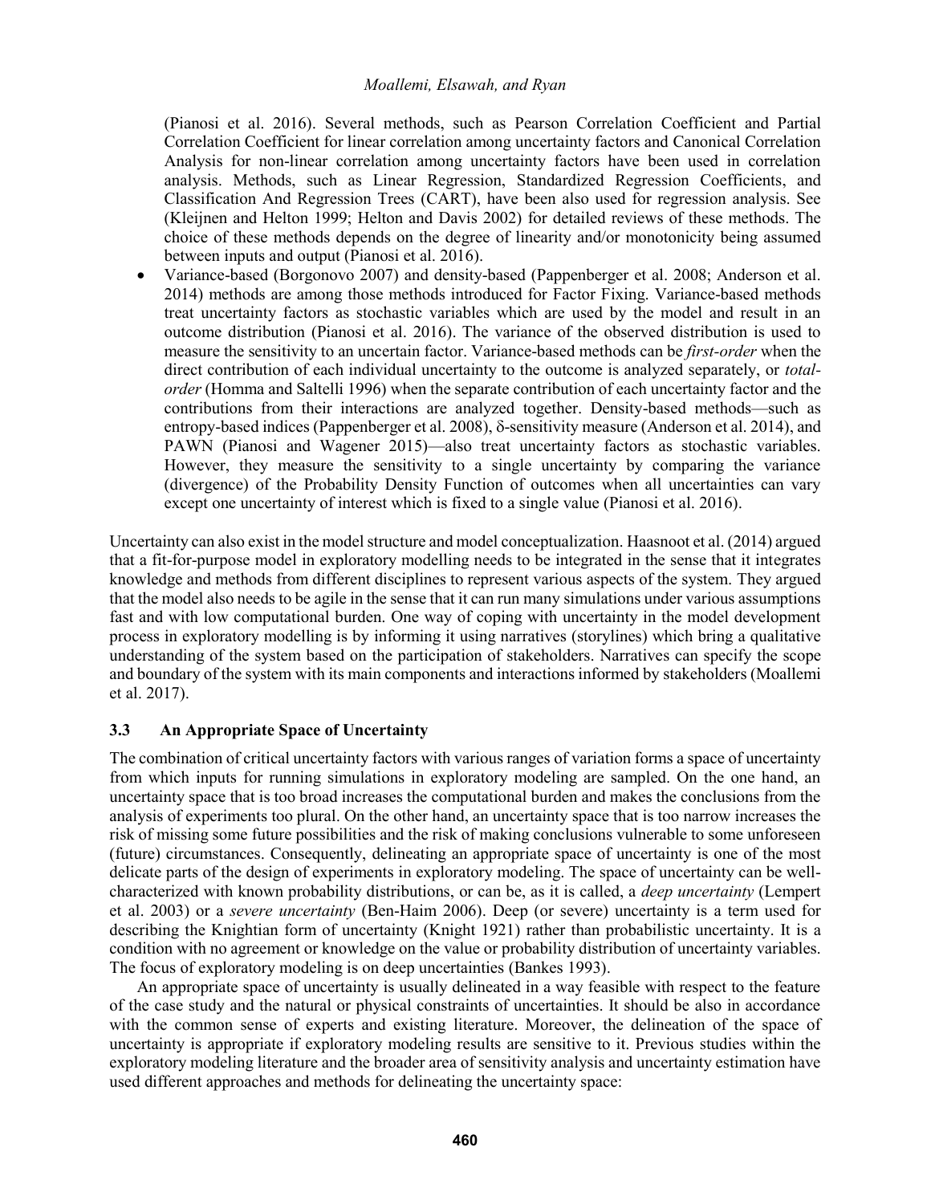(Pianosi et al. 2016). Several methods, such as Pearson Correlation Coefficient and Partial Correlation Coefficient for linear correlation among uncertainty factors and Canonical Correlation Analysis for non-linear correlation among uncertainty factors have been used in correlation analysis. Methods, such as Linear Regression, Standardized Regression Coefficients, and Classification And Regression Trees (CART), have been also used for regression analysis. See (Kleijnen and Helton 1999; Helton and Davis 2002) for detailed reviews of these methods. The choice of these methods depends on the degree of linearity and/or monotonicity being assumed between inputs and output (Pianosi et al. 2016).

- Variance-based (Borgonovo 2007) and density-based (Pappenberger et al. 2008; Anderson et al. 2014) methods are among those methods introduced for Factor Fixing. Variance-based methods treat uncertainty factors as stochastic variables which are used by the model and result in an outcome distribution (Pianosi et al. 2016). The variance of the observed distribution is used to measure the sensitivity to an uncertain factor. Variance-based methods can be *first-order* when the direct contribution of each individual uncertainty to the outcome is analyzed separately, or *total-order* (Homma and Saltelli 1996) when the separate contribution of each uncertainty factor and the contributions from their interactions are analyzed together. Density-based methods—such as entropy-based indices (Pappenberger et al. 2008), δ-sensitivity measure (Anderson et al. 2014), and PAWN (Pianosi and Wagener 2015)—also treat uncertainty factors as stochastic variables. However, they measure the sensitivity to a single uncertainty by comparing the variance (divergence) of the Probability Density Function of outcomes when all uncertainties can vary except one uncertainty of interest which is fixed to a single value (Pianosi et al. 2016).

Uncertainty can also exist in the model structure and model conceptualization. Haasnoot et al. (2014) argued that a fit-for-purpose model in exploratory modelling needs to be integrated in the sense that it integrates knowledge and methods from different disciplines to represent various aspects of the system. They argued that the model also needs to be agile in the sense that it can run many simulations under various assumptions fast and with low computational burden. One way of coping with uncertainty in the model development process in exploratory modelling is by informing it using narratives (storylines) which bring a qualitative understanding of the system based on the participation of stakeholders. Narratives can specify the scope and boundary of the system with its main components and interactions informed by stakeholders (Moallemi et al. 2017).

### 3.3 An Appropriate Space of Uncertainty

The combination of critical uncertainty factors with various ranges of variation forms a space of uncertainty from which inputs for running simulations in exploratory modeling are sampled. On the one hand, an uncertainty space that is too broad increases the computational burden and makes the conclusions from the analysis of experiments too plural. On the other hand, an uncertainty space that is too narrow increases the risk of missing some future possibilities and the risk of making conclusions vulnerable to some unforeseen (future) circumstances. Consequently, delineating an appropriate space of uncertainty is one of the most delicate parts of the design of experiments in exploratory modeling. The space of uncertainty can be well-characterized with known probability distributions, or can be, as it is called, a *deep uncertainty* (Lempert et al. 2003) or a *severe uncertainty* (Ben-Haim 2006). Deep (or severe) uncertainty is a term used for describing the Knightian form of uncertainty (Knight 1921) rather than probabilistic uncertainty. It is a condition with no agreement or knowledge on the value or probability distribution of uncertainty variables. The focus of exploratory modeling is on deep uncertainties (Bankes 1993).

An appropriate space of uncertainty is usually delineated in a way feasible with respect to the feature of the case study and the natural or physical constraints of uncertainties. It should be also in accordance with the common sense of experts and existing literature. Moreover, the delineation of the space of uncertainty is appropriate if exploratory modeling results are sensitive to it. Previous studies within the exploratory modeling literature and the broader area of sensitivity analysis and uncertainty estimation have used different approaches and methods for delineating the uncertainty space: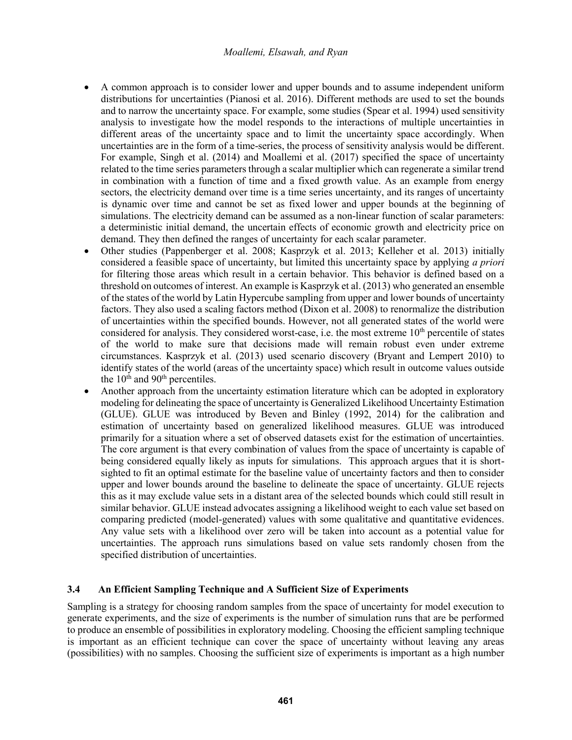- A common approach is to consider lower and upper bounds and to assume independent uniform distributions for uncertainties (Pianosi et al. 2016). Different methods are used to set the bounds and to narrow the uncertainty space. For example, some studies (Spear et al. 1994) used sensitivity analysis to investigate how the model responds to the interactions of multiple uncertainties in different areas of the uncertainty space and to limit the uncertainty space accordingly. When uncertainties are in the form of a time-series, the process of sensitivity analysis would be different. For example, Singh et al. (2014) and Moallemi et al. (2017) specified the space of uncertainty related to the time series parameters through a scalar multiplier which can regenerate a similar trend in combination with a function of time and a fixed growth value. As an example from energy sectors, the electricity demand over time is a time series uncertainty, and its ranges of uncertainty is dynamic over time and cannot be set as fixed lower and upper bounds at the beginning of simulations. The electricity demand can be assumed as a non-linear function of scalar parameters: a deterministic initial demand, the uncertain effects of economic growth and electricity price on demand. They then defined the ranges of uncertainty for each scalar parameter.
- Other studies (Pappenberger et al. 2008; Kasprzyk et al. 2013; Kelleher et al. 2013) initially considered a feasible space of uncertainty, but limited this uncertainty space by applying *a priori* for filtering those areas which result in a certain behavior. This behavior is defined based on a threshold on outcomes of interest. An example is Kasprzyk et al. (2013) who generated an ensemble of the states of the world by Latin Hypercube sampling from upper and lower bounds of uncertainty factors. They also used a scaling factors method (Dixon et al. 2008) to renormalize the distribution of uncertainties within the specified bounds. However, not all generated states of the world were considered for analysis. They considered worst-case, i.e. the most extreme 10$^{th}$ percentile of states of the world to make sure that decisions made will remain robust even under extreme circumstances. Kasprzyk et al. (2013) used scenario discovery (Bryant and Lempert 2010) to identify states of the world (areas of the uncertainty space) which result in outcome values outside the 10$^{th}$ and 90$^{th}$ percentiles.
- Another approach from the uncertainty estimation literature which can be adopted in exploratory modeling for delineating the space of uncertainty is Generalized Likelihood Uncertainty Estimation (GLUE). GLUE was introduced by Beven and Binley (1992, 2014) for the calibration and estimation of uncertainty based on generalized likelihood measures. GLUE was introduced primarily for a situation where a set of observed datasets exist for the estimation of uncertainties. The core argument is that every combination of values from the space of uncertainty is capable of being considered equally likely as inputs for simulations. This approach argues that it is short-sighted to fit an optimal estimate for the baseline value of uncertainty factors and then to consider upper and lower bounds around the baseline to delineate the space of uncertainty. GLUE rejects this as it may exclude value sets in a distant area of the selected bounds which could still result in similar behavior. GLUE instead advocates assigning a likelihood weight to each value set based on comparing predicted (model-generated) values with some qualitative and quantitative evidences. Any value sets with a likelihood over zero will be taken into account as a potential value for uncertainties. The approach runs simulations based on value sets randomly chosen from the specified distribution of uncertainties.

### 3.4 An Efficient Sampling Technique and A Sufficient Size of Experiments

Sampling is a strategy for choosing random samples from the space of uncertainty for model execution to generate experiments, and the size of experiments is the number of simulation runs that are be performed to produce an ensemble of possibilities in exploratory modeling. Choosing the efficient sampling technique is important as an efficient technique can cover the space of uncertainty without leaving any areas (possibilities) with no samples. Choosing the sufficient size of experiments is important as a high number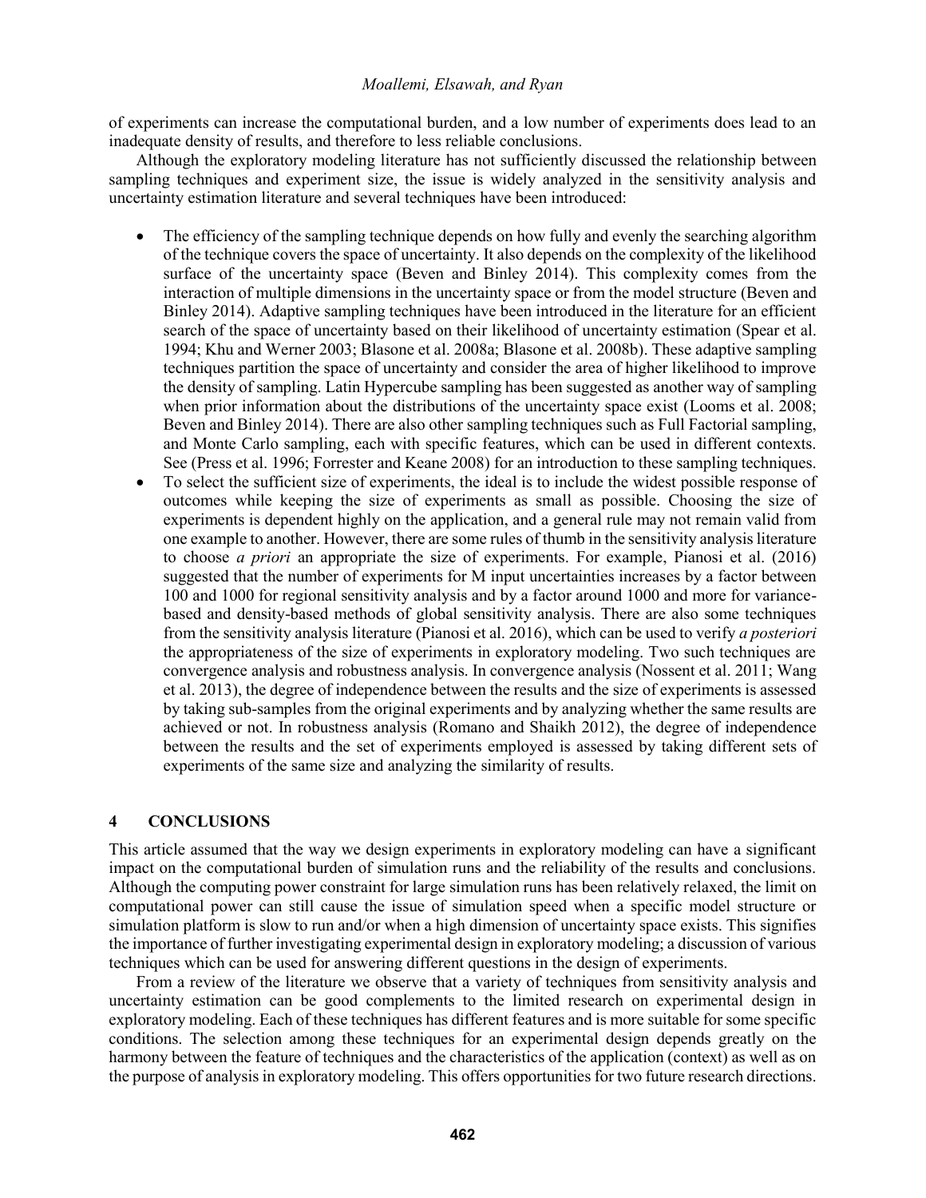of experiments can increase the computational burden, and a low number of experiments does lead to an inadequate density of results, and therefore to less reliable conclusions.

Although the exploratory modeling literature has not sufficiently discussed the relationship between sampling techniques and experiment size, the issue is widely analyzed in the sensitivity analysis and uncertainty estimation literature and several techniques have been introduced:

- The efficiency of the sampling technique depends on how fully and evenly the searching algorithm of the technique covers the space of uncertainty. It also depends on the complexity of the likelihood surface of the uncertainty space (Beven and Binley 2014). This complexity comes from the interaction of multiple dimensions in the uncertainty space or from the model structure (Beven and Binley 2014). Adaptive sampling techniques have been introduced in the literature for an efficient search of the space of uncertainty based on their likelihood of uncertainty estimation (Spear et al. 1994; Khu and Werner 2003; Blasone et al. 2008a; Blasone et al. 2008b). These adaptive sampling techniques partition the space of uncertainty and consider the area of higher likelihood to improve the density of sampling. Latin Hypercube sampling has been suggested as another way of sampling when prior information about the distributions of the uncertainty space exist (Looms et al. 2008; Beven and Binley 2014). There are also other sampling techniques such as Full Factorial sampling, and Monte Carlo sampling, each with specific features, which can be used in different contexts. See (Press et al. 1996; Forrester and Keane 2008) for an introduction to these sampling techniques.
- To select the sufficient size of experiments, the ideal is to include the widest possible response of outcomes while keeping the size of experiments as small as possible. Choosing the size of experiments is dependent highly on the application, and a general rule may not remain valid from one example to another. However, there are some rules of thumb in the sensitivity analysis literature to choose *a priori* an appropriate the size of experiments. For example, Pianosi et al. (2016) suggested that the number of experiments for M input uncertainties increases by a factor between 100 and 1000 for regional sensitivity analysis and by a factor around 1000 and more for variance-based and density-based methods of global sensitivity analysis. There are also some techniques from the sensitivity analysis literature (Pianosi et al. 2016), which can be used to verify *a posteriori* the appropriateness of the size of experiments in exploratory modeling. Two such techniques are convergence analysis and robustness analysis. In convergence analysis (Nossent et al. 2011; Wang et al. 2013), the degree of independence between the results and the size of experiments is assessed by taking sub-samples from the original experiments and by analyzing whether the same results are achieved or not. In robustness analysis (Romano and Shaikh 2012), the degree of independence between the results and the set of experiments employed is assessed by taking different sets of experiments of the same size and analyzing the similarity of results.

## 4 CONCLUSIONS

This article assumed that the way we design experiments in exploratory modeling can have a significant impact on the computational burden of simulation runs and the reliability of the results and conclusions. Although the computing power constraint for large simulation runs has been relatively relaxed, the limit on computational power can still cause the issue of simulation speed when a specific model structure or simulation platform is slow to run and/or when a high dimension of uncertainty space exists. This signifies the importance of further investigating experimental design in exploratory modeling; a discussion of various techniques which can be used for answering different questions in the design of experiments.

From a review of the literature we observe that a variety of techniques from sensitivity analysis and uncertainty estimation can be good complements to the limited research on experimental design in exploratory modeling. Each of these techniques has different features and is more suitable for some specific conditions. The selection among these techniques for an experimental design depends greatly on the harmony between the feature of techniques and the characteristics of the application (context) as well as on the purpose of analysis in exploratory modeling. This offers opportunities for two future research directions.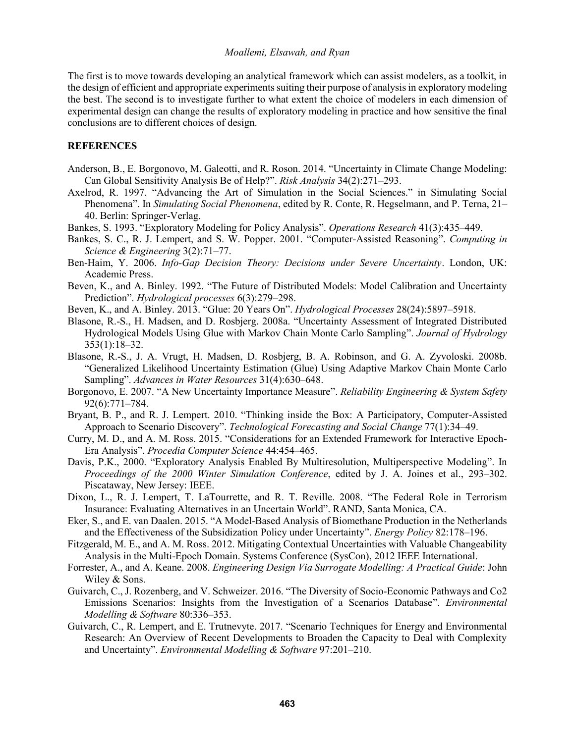The first is to move towards developing an analytical framework which can assist modelers, as a toolkit, in the design of efficient and appropriate experiments suiting their purpose of analysis in exploratory modeling the best. The second is to investigate further to what extent the choice of modelers in each dimension of experimental design can change the results of exploratory modeling in practice and how sensitive the final conclusions are to different choices of design.

## REFERENCES

Anderson, B., E. Borgonovo, M. Galeotti, and R. Roson. 2014. "Uncertainty in Climate Change Modeling: Can Global Sensitivity Analysis Be of Help?". *Risk Analysis* 34(2):271–293.

Axelrod, R. 1997. "Advancing the Art of Simulation in the Social Sciences." in Simulating Social Phenomena". In *Simulating Social Phenomena*, edited by R. Conte, R. Hegselmann, and P. Terna, 21–40. Berlin: Springer-Verlag.

Bankes, S. 1993. "Exploratory Modeling for Policy Analysis". *Operations Research* 41(3):435–449.

Bankes, S. C., R. J. Lempert, and S. W. Popper. 2001. "Computer-Assisted Reasoning". *Computing in Science & Engineering* 3(2):71–77.

Ben-Haim, Y. 2006. *Info-Gap Decision Theory: Decisions under Severe Uncertainty*. London, UK: Academic Press.

Beven, K., and A. Binley. 1992. "The Future of Distributed Models: Model Calibration and Uncertainty Prediction". *Hydrological processes* 6(3):279–298.

Beven, K., and A. Binley. 2013. "Glue: 20 Years On". *Hydrological Processes* 28(24):5897–5918.

Blasone, R.-S., H. Madsen, and D. Rosbjerg. 2008a. "Uncertainty Assessment of Integrated Distributed Hydrological Models Using Glue with Markov Chain Monte Carlo Sampling". *Journal of Hydrology* 353(1):18–32.

Blasone, R.-S., J. A. Vrugt, H. Madsen, D. Rosbjerg, B. A. Robinson, and G. A. Zyvoloski. 2008b. "Generalized Likelihood Uncertainty Estimation (Glue) Using Adaptive Markov Chain Monte Carlo Sampling". *Advances in Water Resources* 31(4):630–648.

Borgonovo, E. 2007. "A New Uncertainty Importance Measure". *Reliability Engineering & System Safety* 92(6):771–784.

Bryant, B. P., and R. J. Lempert. 2010. "Thinking inside the Box: A Participatory, Computer-Assisted Approach to Scenario Discovery". *Technological Forecasting and Social Change* 77(1):34–49.

Curry, M. D., and A. M. Ross. 2015. "Considerations for an Extended Framework for Interactive Epoch-Era Analysis". *Procedia Computer Science* 44:454–465.

Davis, P.K., 2000. "Exploratory Analysis Enabled By Multiresolution, Multiperspective Modeling". In *Proceedings of the 2000 Winter Simulation Conference*, edited by J. A. Joines et al., 293–302. Piscataway, New Jersey: IEEE.

Dixon, L., R. J. Lempert, T. LaTourrette, and R. T. Reville. 2008. "The Federal Role in Terrorism Insurance: Evaluating Alternatives in an Uncertain World". RAND, Santa Monica, CA.

Eker, S., and E. van Daalen. 2015. "A Model-Based Analysis of Biomethane Production in the Netherlands and the Effectiveness of the Subsidization Policy under Uncertainty". *Energy Policy* 82:178–196.

Fitzgerald, M. E., and A. M. Ross. 2012. Mitigating Contextual Uncertainties with Valuable Changeability Analysis in the Multi-Epoch Domain. Systems Conference (SysCon), 2012 IEEE International.

Forrester, A., and A. Keane. 2008. *Engineering Design Via Surrogate Modelling: A Practical Guide*: John Wiley & Sons.

Guivarch, C., J. Rozenberg, and V. Schweizer. 2016. "The Diversity of Socio-Economic Pathways and Co2 Emissions Scenarios: Insights from the Investigation of a Scenarios Database". *Environmental Modelling & Software* 80:336–353.

Guivarch, C., R. Lempert, and E. Trutnevyte. 2017. "Scenario Techniques for Energy and Environmental Research: An Overview of Recent Developments to Broaden the Capacity to Deal with Complexity and Uncertainty". *Environmental Modelling & Software* 97:201–210.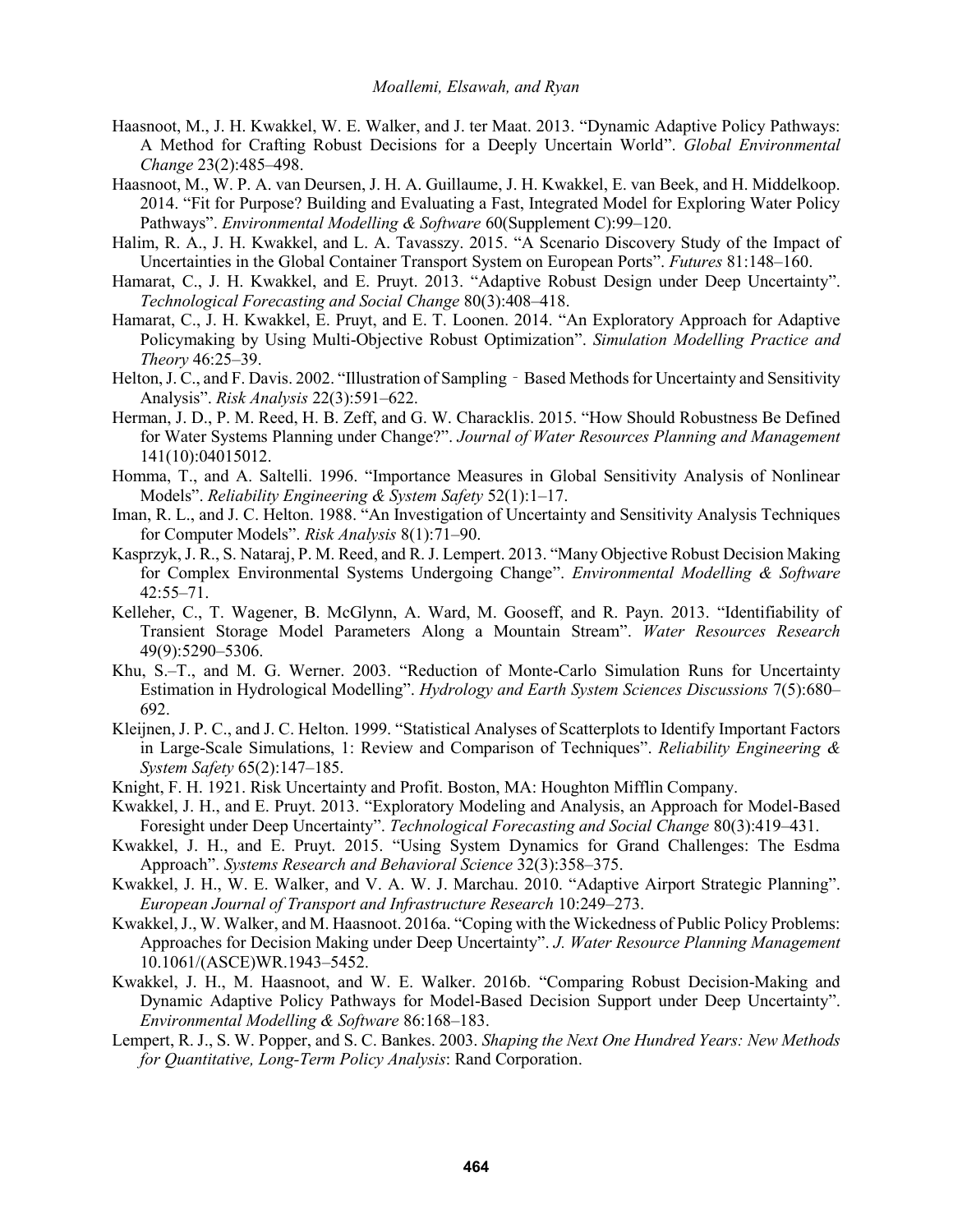Haasnoot, M., J. H. Kwakkel, W. E. Walker, and J. ter Maat. 2013. "Dynamic Adaptive Policy Pathways: A Method for Crafting Robust Decisions for a Deeply Uncertain World". *Global Environmental Change* 23(2):485–498.

Haasnoot, M., W. P. A. van Deursen, J. H. A. Guillaume, J. H. Kwakkel, E. van Beek, and H. Middelkoop. 2014. "Fit for Purpose? Building and Evaluating a Fast, Integrated Model for Exploring Water Policy Pathways". *Environmental Modelling & Software* 60(Supplement C):99–120.

Halim, R. A., J. H. Kwakkel, and L. A. Tavasszy. 2015. "A Scenario Discovery Study of the Impact of Uncertainties in the Global Container Transport System on European Ports". *Futures* 81:148–160.

Hamarat, C., J. H. Kwakkel, and E. Pruyt. 2013. "Adaptive Robust Design under Deep Uncertainty". *Technological Forecasting and Social Change* 80(3):408–418.

Hamarat, C., J. H. Kwakkel, E. Pruyt, and E. T. Loonen. 2014. "An Exploratory Approach for Adaptive Policymaking by Using Multi-Objective Robust Optimization". *Simulation Modelling Practice and Theory* 46:25–39.

Helton, J. C., and F. Davis. 2002. "Illustration of Sampling‐Based Methods for Uncertainty and Sensitivity Analysis". *Risk Analysis* 22(3):591–622.

Herman, J. D., P. M. Reed, H. B. Zeff, and G. W. Characklis. 2015. "How Should Robustness Be Defined for Water Systems Planning under Change?". *Journal of Water Resources Planning and Management* 141(10):04015012.

Homma, T., and A. Saltelli. 1996. "Importance Measures in Global Sensitivity Analysis of Nonlinear Models". *Reliability Engineering & System Safety* 52(1):1–17.

Iman, R. L., and J. C. Helton. 1988. "An Investigation of Uncertainty and Sensitivity Analysis Techniques for Computer Models". *Risk Analysis* 8(1):71–90.

Kasprzyk, J. R., S. Nataraj, P. M. Reed, and R. J. Lempert. 2013. "Many Objective Robust Decision Making for Complex Environmental Systems Undergoing Change". *Environmental Modelling & Software* 42:55–71.

Kelleher, C., T. Wagener, B. McGlynn, A. Ward, M. Gooseff, and R. Payn. 2013. "Identifiability of Transient Storage Model Parameters Along a Mountain Stream". *Water Resources Research* 49(9):5290–5306.

Khu, S.–T., and M. G. Werner. 2003. "Reduction of Monte-Carlo Simulation Runs for Uncertainty Estimation in Hydrological Modelling". *Hydrology and Earth System Sciences Discussions* 7(5):680–692.

Kleijnen, J. P. C., and J. C. Helton. 1999. "Statistical Analyses of Scatterplots to Identify Important Factors in Large-Scale Simulations, 1: Review and Comparison of Techniques". *Reliability Engineering & System Safety* 65(2):147–185.

Knight, F. H. 1921. Risk Uncertainty and Profit. Boston, MA: Houghton Mifflin Company.

Kwakkel, J. H., and E. Pruyt. 2013. "Exploratory Modeling and Analysis, an Approach for Model-Based Foresight under Deep Uncertainty". *Technological Forecasting and Social Change* 80(3):419–431.

Kwakkel, J. H., and E. Pruyt. 2015. "Using System Dynamics for Grand Challenges: The Esdma Approach". *Systems Research and Behavioral Science* 32(3):358–375.

Kwakkel, J. H., W. E. Walker, and V. A. W. J. Marchau. 2010. "Adaptive Airport Strategic Planning". *European Journal of Transport and Infrastructure Research* 10:249–273.

Kwakkel, J., W. Walker, and M. Haasnoot. 2016a. "Coping with the Wickedness of Public Policy Problems: Approaches for Decision Making under Deep Uncertainty". *J. Water Resource Planning Management* 10.1061/(ASCE)WR.1943–5452.

Kwakkel, J. H., M. Haasnoot, and W. E. Walker. 2016b. "Comparing Robust Decision-Making and Dynamic Adaptive Policy Pathways for Model-Based Decision Support under Deep Uncertainty". *Environmental Modelling & Software* 86:168–183.

Lempert, R. J., S. W. Popper, and S. C. Bankes. 2003. *Shaping the Next One Hundred Years: New Methods for Quantitative, Long-Term Policy Analysis*: Rand Corporation.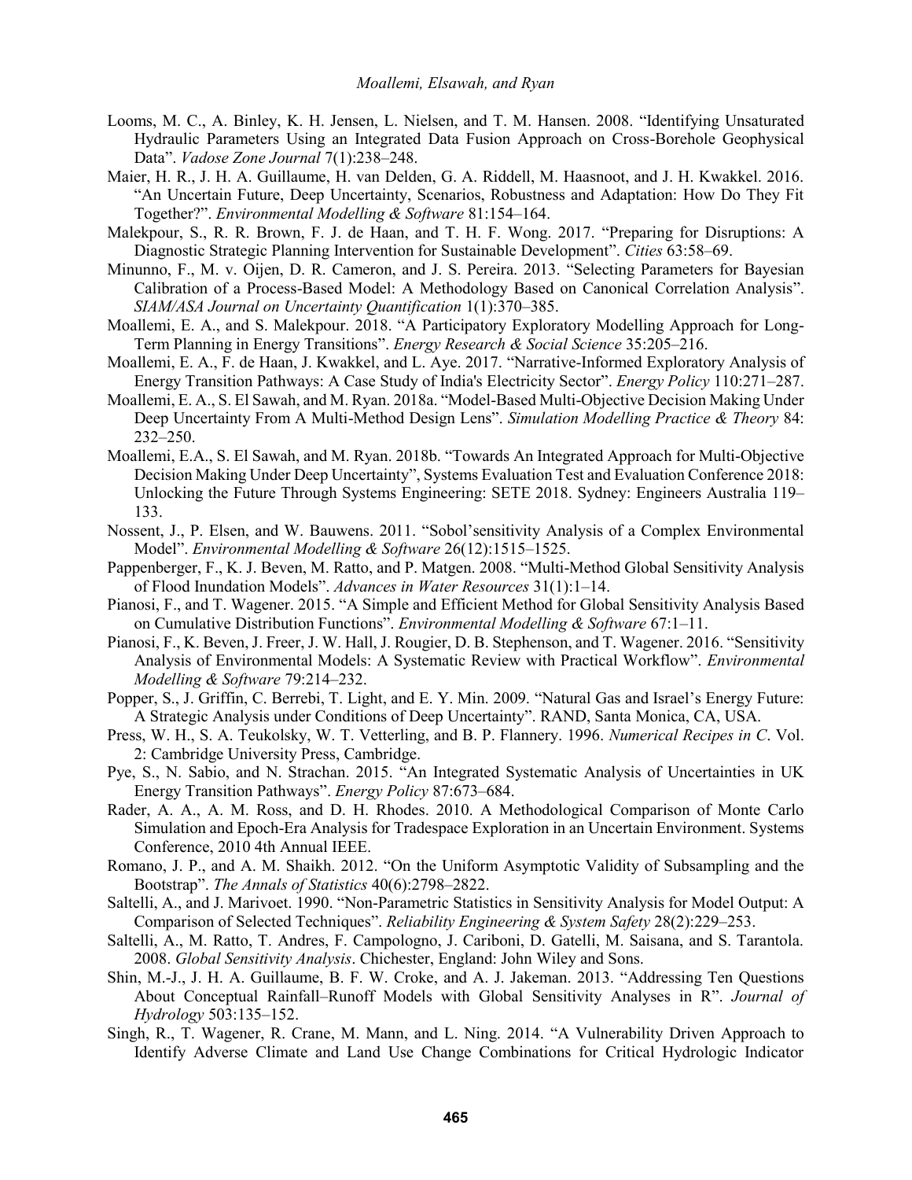Looms, M. C., A. Binley, K. H. Jensen, L. Nielsen, and T. M. Hansen. 2008. "Identifying Unsaturated Hydraulic Parameters Using an Integrated Data Fusion Approach on Cross-Borehole Geophysical Data". *Vadose Zone Journal* 7(1):238–248.

Maier, H. R., J. H. A. Guillaume, H. van Delden, G. A. Riddell, M. Haasnoot, and J. H. Kwakkel. 2016. "An Uncertain Future, Deep Uncertainty, Scenarios, Robustness and Adaptation: How Do They Fit Together?". *Environmental Modelling & Software* 81:154–164.

Malekpour, S., R. R. Brown, F. J. de Haan, and T. H. F. Wong. 2017. "Preparing for Disruptions: A Diagnostic Strategic Planning Intervention for Sustainable Development". *Cities* 63:58–69.

Minunno, F., M. v. Oijen, D. R. Cameron, and J. S. Pereira. 2013. "Selecting Parameters for Bayesian Calibration of a Process-Based Model: A Methodology Based on Canonical Correlation Analysis". *SIAM/ASA Journal on Uncertainty Quantification* 1(1):370–385.

Moallemi, E. A., and S. Malekpour. 2018. "A Participatory Exploratory Modelling Approach for Long-Term Planning in Energy Transitions". *Energy Research & Social Science* 35:205–216.

Moallemi, E. A., F. de Haan, J. Kwakkel, and L. Aye. 2017. "Narrative-Informed Exploratory Analysis of Energy Transition Pathways: A Case Study of India's Electricity Sector". *Energy Policy* 110:271–287.

Moallemi, E. A., S. El Sawah, and M. Ryan. 2018a. "Model-Based Multi-Objective Decision Making Under Deep Uncertainty From A Multi-Method Design Lens". *Simulation Modelling Practice & Theory* 84: 232–250.

Moallemi, E.A., S. El Sawah, and M. Ryan. 2018b. "Towards An Integrated Approach for Multi-Objective Decision Making Under Deep Uncertainty", Systems Evaluation Test and Evaluation Conference 2018: Unlocking the Future Through Systems Engineering: SETE 2018. Sydney: Engineers Australia 119–133.

Nossent, J., P. Elsen, and W. Bauwens. 2011. "Sobol'sensitivity Analysis of a Complex Environmental Model". *Environmental Modelling & Software* 26(12):1515–1525.

Pappenberger, F., K. J. Beven, M. Ratto, and P. Matgen. 2008. "Multi-Method Global Sensitivity Analysis of Flood Inundation Models". *Advances in Water Resources* 31(1):1–14.

Pianosi, F., and T. Wagener. 2015. "A Simple and Efficient Method for Global Sensitivity Analysis Based on Cumulative Distribution Functions". *Environmental Modelling & Software* 67:1–11.

Pianosi, F., K. Beven, J. Freer, J. W. Hall, J. Rougier, D. B. Stephenson, and T. Wagener. 2016. "Sensitivity Analysis of Environmental Models: A Systematic Review with Practical Workflow". *Environmental Modelling & Software* 79:214–232.

Popper, S., J. Griffin, C. Berrebi, T. Light, and E. Y. Min. 2009. "Natural Gas and Israel's Energy Future: A Strategic Analysis under Conditions of Deep Uncertainty". RAND, Santa Monica, CA, USA.

Press, W. H., S. A. Teukolsky, W. T. Vetterling, and B. P. Flannery. 1996. *Numerical Recipes in C*. Vol. 2: Cambridge University Press, Cambridge.

Pye, S., N. Sabio, and N. Strachan. 2015. "An Integrated Systematic Analysis of Uncertainties in UK Energy Transition Pathways". *Energy Policy* 87:673–684.

Rader, A. A., A. M. Ross, and D. H. Rhodes. 2010. A Methodological Comparison of Monte Carlo Simulation and Epoch-Era Analysis for Tradespace Exploration in an Uncertain Environment. Systems Conference, 2010 4th Annual IEEE.

Romano, J. P., and A. M. Shaikh. 2012. "On the Uniform Asymptotic Validity of Subsampling and the Bootstrap". *The Annals of Statistics* 40(6):2798–2822.

Saltelli, A., and J. Marivoet. 1990. "Non-Parametric Statistics in Sensitivity Analysis for Model Output: A Comparison of Selected Techniques". *Reliability Engineering & System Safety* 28(2):229–253.

Saltelli, A., M. Ratto, T. Andres, F. Campologno, J. Cariboni, D. Gatelli, M. Saisana, and S. Tarantola. 2008. *Global Sensitivity Analysis*. Chichester, England: John Wiley and Sons.

Shin, M.-J., J. H. A. Guillaume, B. F. W. Croke, and A. J. Jakeman. 2013. "Addressing Ten Questions About Conceptual Rainfall–Runoff Models with Global Sensitivity Analyses in R". *Journal of Hydrology* 503:135–152.

Singh, R., T. Wagener, R. Crane, M. Mann, and L. Ning. 2014. "A Vulnerability Driven Approach to Identify Adverse Climate and Land Use Change Combinations for Critical Hydrologic Indicator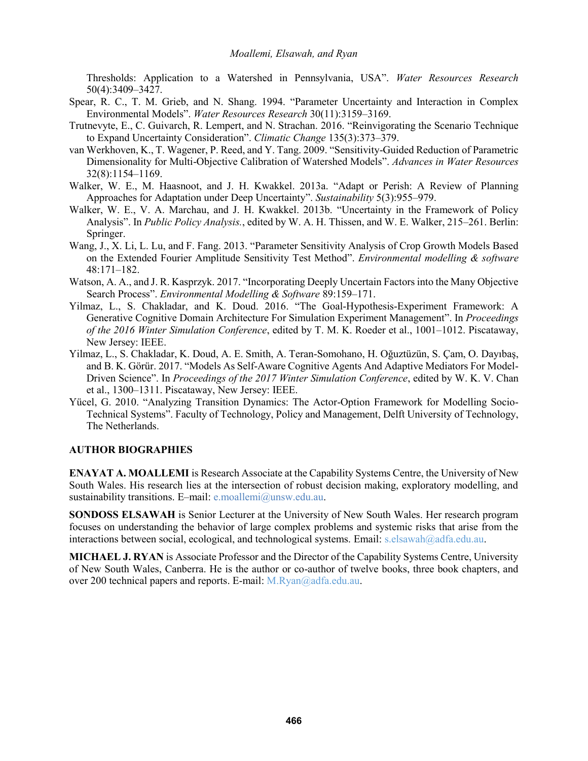Thresholds: Application to a Watershed in Pennsylvania, USA". *Water Resources Research* 50(4):3409–3427.

Spear, R. C., T. M. Grieb, and N. Shang. 1994. "Parameter Uncertainty and Interaction in Complex Environmental Models". *Water Resources Research* 30(11):3159–3169.

Trutnevyte, E., C. Guivarch, R. Lempert, and N. Strachan. 2016. "Reinvigorating the Scenario Technique to Expand Uncertainty Consideration". *Climatic Change* 135(3):373–379.

van Werkhoven, K., T. Wagener, P. Reed, and Y. Tang. 2009. "Sensitivity-Guided Reduction of Parametric Dimensionality for Multi-Objective Calibration of Watershed Models". *Advances in Water Resources* 32(8):1154–1169.

Walker, W. E., M. Haasnoot, and J. H. Kwakkel. 2013a. "Adapt or Perish: A Review of Planning Approaches for Adaptation under Deep Uncertainty". *Sustainability* 5(3):955–979.

Walker, W. E., V. A. Marchau, and J. H. Kwakkel. 2013b. "Uncertainty in the Framework of Policy Analysis". In *Public Policy Analysis.*, edited by W. A. H. Thissen, and W. E. Walker, 215–261. Berlin: Springer.

Wang, J., X. Li, L. Lu, and F. Fang. 2013. "Parameter Sensitivity Analysis of Crop Growth Models Based on the Extended Fourier Amplitude Sensitivity Test Method". *Environmental modelling & software* 48:171–182.

Watson, A. A., and J. R. Kasprzyk. 2017. "Incorporating Deeply Uncertain Factors into the Many Objective Search Process". *Environmental Modelling & Software* 89:159–171.

Yilmaz, L., S. Chakladar, and K. Doud. 2016. "The Goal-Hypothesis-Experiment Framework: A Generative Cognitive Domain Architecture For Simulation Experiment Management". In *Proceedings of the 2016 Winter Simulation Conference*, edited by T. M. K. Roeder et al., 1001–1012. Piscataway, New Jersey: IEEE.

Yilmaz, L., S. Chakladar, K. Doud, A. E. Smith, A. Teran-Somohano, H. Oğuztüzün, S. Çam, O. Dayıbaş, and B. K. Görür. 2017. "Models As Self-Aware Cognitive Agents And Adaptive Mediators For Model-Driven Science". In *Proceedings of the 2017 Winter Simulation Conference*, edited by W. K. V. Chan et al., 1300–1311. Piscataway, New Jersey: IEEE.

Yücel, G. 2010. "Analyzing Transition Dynamics: The Actor-Option Framework for Modelling Socio-Technical Systems". Faculty of Technology, Policy and Management, Delft University of Technology, The Netherlands.

## AUTHOR BIOGRAPHIES

**ENAYAT A. MOALLEMI** is Research Associate at the Capability Systems Centre, the University of New South Wales. His research lies at the intersection of robust decision making, exploratory modelling, and sustainability transitions. E–mail: e.moallemi@unsw.edu.au.

**SONDOSS ELSAWAH** is Senior Lecturer at the University of New South Wales. Her research program focuses on understanding the behavior of large complex problems and systemic risks that arise from the interactions between social, ecological, and technological systems. Email: s.elsawah@adfa.edu.au.

**MICHAEL J. RYAN** is Associate Professor and the Director of the Capability Systems Centre, University of New South Wales, Canberra. He is the author or co-author of twelve books, three book chapters, and over 200 technical papers and reports. E-mail: M.Ryan@adfa.edu.au.